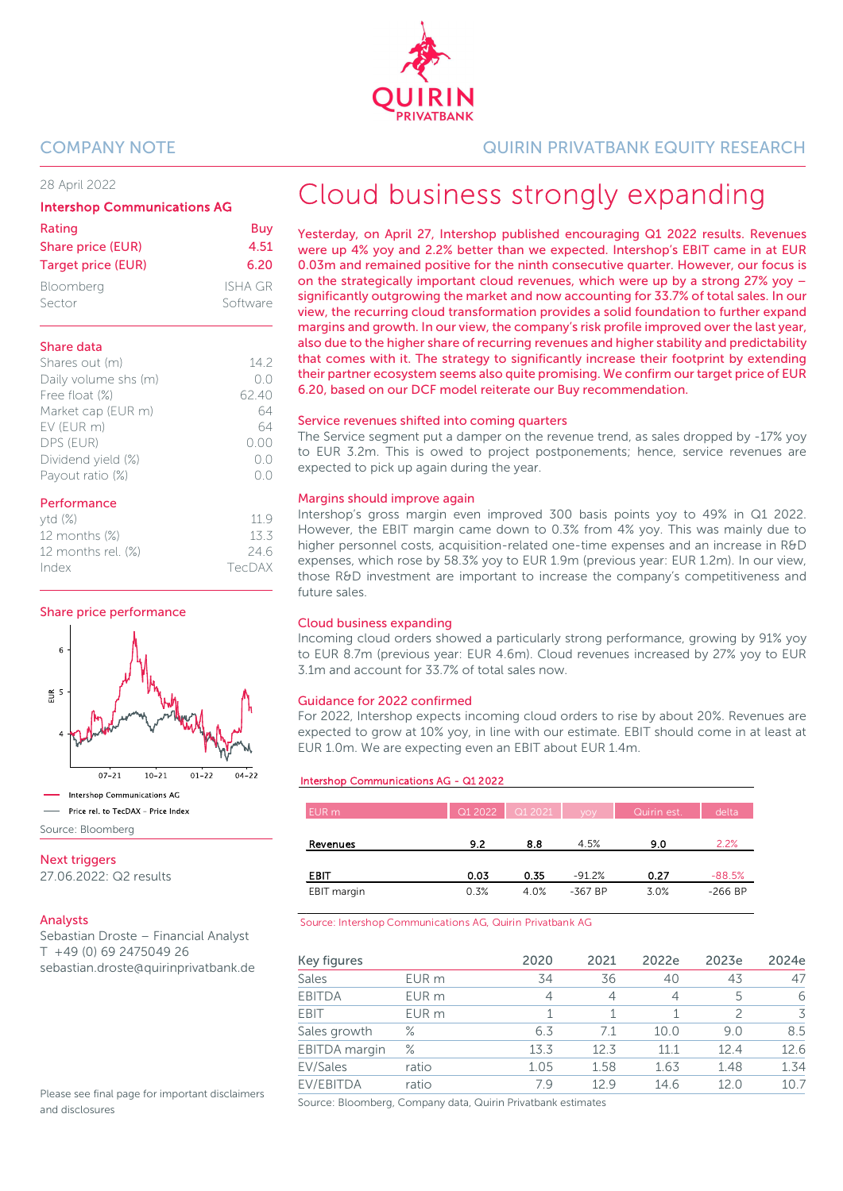COMPANY NOTE

QUIRIN PRIVATBANK EQUITY RESEARCH

28 April 2022

**Intershop Communications AG**

| | |
|---|---|
| Rating | Buy |
| Share price (EUR) | 4.51 |
| Target price (EUR) | 6.20 |
| Bloomberg | ISHA GR |
| Sector | Software |

**Share data**

| | |
|---|---|
| Shares out (m) | 14.2 |
| Daily volume shs (m) | 0.0 |
| Free float (%) | 62.40 |
| Market cap (EUR m) | 64 |
| EV (EUR m) | 64 |
| DPS (EUR) | 0.00 |
| Dividend yield (%) | 0.0 |
| Payout ratio (%) | 0.0 |

**Performance**

| | |
|---|---|
| ytd (%) | 11.9 |
| 12 months (%) | 13.3 |
| 12 months rel. (%) | 24.6 |
| Index | TecDAX |

**Share price performance**

— Intershop Communications AG
— Price rel. to TecDAX - Price Index

Source: Bloomberg

**Next triggers**

27.06.2022: Q2 results

**Analysts**

Sebastian Droste – Financial Analyst
T +49 (0) 69 2475049 26
sebastian.droste@quirinprivatbank.de

Please see final page for important disclaimers and disclosures

# Cloud business strongly expanding

**Yesterday, on April 27, Intershop published encouraging Q1 2022 results. Revenues were up 4% yoy and 2.2% better than we expected. Intershop's EBIT came in at EUR 0.03m and remained positive for the ninth consecutive quarter. However, our focus is on the strategically important cloud revenues, which were up by a strong 27% yoy – significantly outgrowing the market and now accounting for 33.7% of total sales. In our view, the recurring cloud transformation provides a solid foundation to further expand margins and growth. In our view, the company's risk profile improved over the last year, also due to the higher share of recurring revenues and higher stability and predictability that comes with it. The strategy to significantly increase their footprint by extending their partner ecosystem seems also quite promising. We confirm our target price of EUR 6.20, based on our DCF model reiterate our Buy recommendation.**

### Service revenues shifted into coming quarters

The Service segment put a damper on the revenue trend, as sales dropped by -17% yoy to EUR 3.2m. This is owed to project postponements; hence, service revenues are expected to pick up again during the year.

### Margins should improve again

Intershop's gross margin even improved 300 basis points yoy to 49% in Q1 2022. However, the EBIT margin came down to 0.3% from 4% yoy. This was mainly due to higher personnel costs, acquisition-related one-time expenses and an increase in R&D expenses, which rose by 58.3% yoy to EUR 1.9m (previous year: EUR 1.2m). In our view, those R&D investment are important to increase the company's competitiveness and future sales.

### Cloud business expanding

Incoming cloud orders showed a particularly strong performance, growing by 91% yoy to EUR 8.7m (previous year: EUR 4.6m). Cloud revenues increased by 27% yoy to EUR 3.1m and account for 33.7% of total sales now.

### Guidance for 2022 confirmed

For 2022, Intershop expects incoming cloud orders to rise by about 20%. Revenues are expected to grow at 10% yoy, in line with our estimate. EBIT should come in at least at EUR 1.0m. We are expecting even an EBIT about EUR 1.4m.

**Intershop Communications AG - Q1 2022**

| EUR m | Q1 2022 | Q1 2021 | yoy | Quirin est. | delta |
|---|---|---|---|---|---|
| **Revenues** | **9.2** | **8.8** | 4.5% | **9.0** | 2.2% |
| **EBIT** | **0.03** | **0.35** | -91.2% | **0.27** | -88.5% |
| EBIT margin | 0.3% | 4.0% | -367 BP | 3.0% | -266 BP |

Source: Intershop Communications AG, Quirin Privatbank AG

| Key figures | | 2020 | 2021 | 2022e | 2023e | 2024e |
|---|---|---|---|---|---|---|
| Sales | EUR m | 34 | 36 | 40 | 43 | 47 |
| EBITDA | EUR m | 4 | 4 | 4 | 5 | 6 |
| EBIT | EUR m | 1 | 1 | 1 | 2 | 3 |
| Sales growth | % | 6.3 | 7.1 | 10.0 | 9.0 | 8.5 |
| EBITDA margin | % | 13.3 | 12.3 | 11.1 | 12.4 | 12.6 |
| EV/Sales | ratio | 1.05 | 1.58 | 1.63 | 1.48 | 1.34 |
| EV/EBITDA | ratio | 7.9 | 12.9 | 14.6 | 12.0 | 10.7 |

Source: Bloomberg, Company data, Quirin Privatbank estimates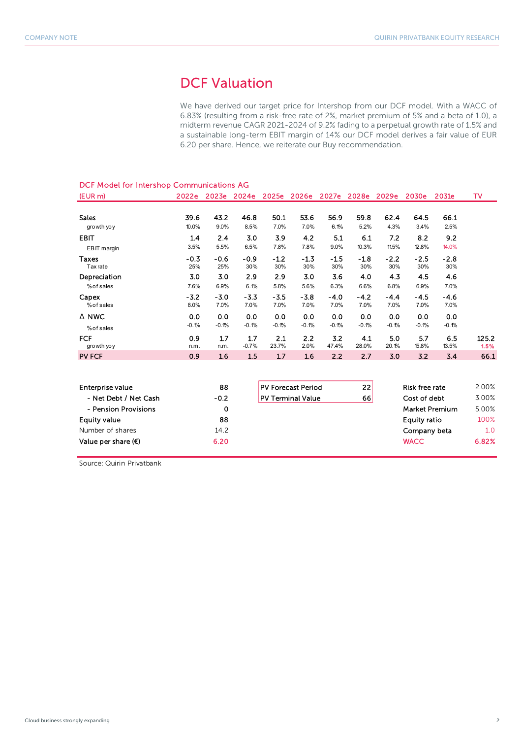# DCF Valuation

We have derived our target price for Intershop from our DCF model. With a WACC of 6.83% (resulting from a risk-free rate of 2%, market premium of 5% and a beta of 1.0), a midterm revenue CAGR 2021-2024 of 9.2% fading to a perpetual growth rate of 1.5% and a sustainable long-term EBIT margin of 14% our DCF model derives a fair value of EUR 6.20 per share. Hence, we reiterate our Buy recommendation.

**DCF Model for Intershop Communications AG**

| (EUR m) | 2022e | 2023e | 2024e | 2025e | 2026e | 2027e | 2028e | 2029e | 2030e | 2031e | TV |
|---|---|---|---|---|---|---|---|---|---|---|---|
| Sales | 39.6 | 43.2 | 46.8 | 50.1 | 53.6 | 56.9 | 59.8 | 62.4 | 64.5 | 66.1 | |
| growth yoy | 10.0% | 9.0% | 8.5% | 7.0% | 7.0% | 6.1% | 5.2% | 4.3% | 3.4% | 2.5% | |
| EBIT | 1.4 | 2.4 | 3.0 | 3.9 | 4.2 | 5.1 | 6.1 | 7.2 | 8.2 | 9.2 | |
| EBIT margin | 3.5% | 5.5% | 6.5% | 7.8% | 7.8% | 9.0% | 10.3% | 11.5% | 12.8% | 14.0% | |
| Taxes | -0.3 | -0.6 | -0.9 | -1.2 | -1.3 | -1.5 | -1.8 | -2.2 | -2.5 | -2.8 | |
| Tax rate | 25% | 25% | 30% | 30% | 30% | 30% | 30% | 30% | 30% | 30% | |
| Depreciation | 3.0 | 3.0 | 2.9 | 2.9 | 3.0 | 3.6 | 4.0 | 4.3 | 4.5 | 4.6 | |
| % of sales | 7.6% | 6.9% | 6.1% | 5.8% | 5.6% | 6.3% | 6.6% | 6.8% | 6.9% | 7.0% | |
| Capex | -3.2 | -3.0 | -3.3 | -3.5 | -3.8 | -4.0 | -4.2 | -4.4 | -4.5 | -4.6 | |
| % of sales | 8.0% | 7.0% | 7.0% | 7.0% | 7.0% | 7.0% | 7.0% | 7.0% | 7.0% | 7.0% | |
| Δ NWC | 0.0 | 0.0 | 0.0 | 0.0 | 0.0 | 0.0 | 0.0 | 0.0 | 0.0 | 0.0 | |
| % of sales | -0.1% | -0.1% | -0.1% | -0.1% | -0.1% | -0.1% | -0.1% | -0.1% | -0.1% | -0.1% | |
| FCF | 0.9 | 1.7 | 1.7 | 2.1 | 2.2 | 3.2 | 4.1 | 5.0 | 5.7 | 6.5 | 125.2 |
| growth yoy | n.m. | n.m. | -0.7% | 23.7% | 2.0% | 47.4% | 28.0% | 20.1% | 15.8% | 13.5% | 1.5% |
| PV FCF | 0.9 | 1.6 | 1.5 | 1.7 | 1.6 | 2.2 | 2.7 | 3.0 | 3.2 | 3.4 | 66.1 |

| | |
|---|---|
| Enterprise value | 88 |
| - Net Debt / Net Cash | -0.2 |
| - Pension Provisions | 0 |
| Equity value | 88 |
| Number of shares | 14.2 |
| Value per share (€) | 6.20 |

| | |
|---|---|
| PV Forecast Period | 22 |
| PV Terminal Value | 66 |

| | |
|---|---|
| Risk free rate | 2.00% |
| Cost of debt | 3.00% |
| Market Premium | 5.00% |
| Equity ratio | 100% |
| Company beta | 1.0 |
| WACC | 6.82% |

Source: Quirin Privatbank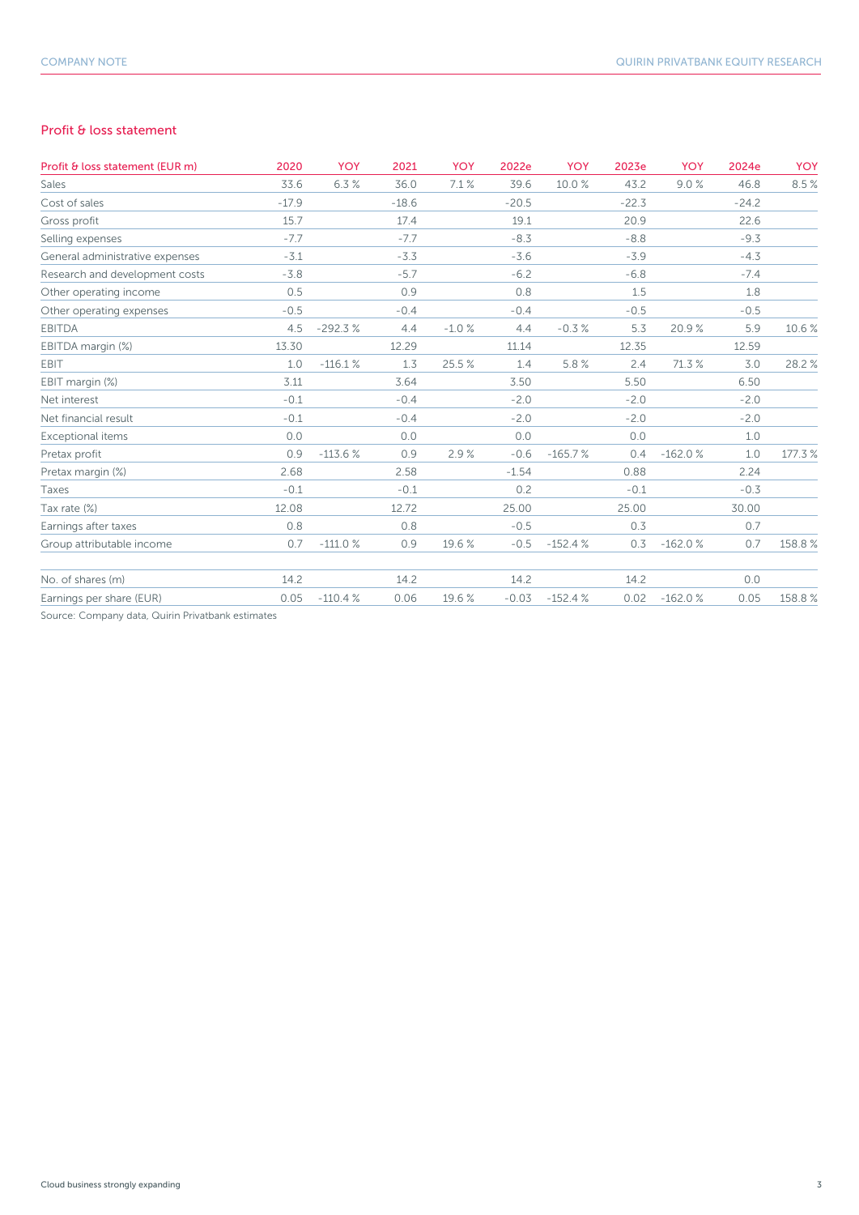## Profit & loss statement

| Profit & loss statement (EUR m) | 2020 | YOY | 2021 | YOY | 2022e | YOY | 2023e | YOY | 2024e | YOY |
|---|---|---|---|---|---|---|---|---|---|---|
| Sales | 33.6 | 6.3 % | 36.0 | 7.1 % | 39.6 | 10.0 % | 43.2 | 9.0 % | 46.8 | 8.5 % |
| Cost of sales | -17.9 | | -18.6 | | -20.5 | | -22.3 | | -24.2 | |
| Gross profit | 15.7 | | 17.4 | | 19.1 | | 20.9 | | 22.6 | |
| Selling expenses | -7.7 | | -7.7 | | -8.3 | | -8.8 | | -9.3 | |
| General administrative expenses | -3.1 | | -3.3 | | -3.6 | | -3.9 | | -4.3 | |
| Research and development costs | -3.8 | | -5.7 | | -6.2 | | -6.8 | | -7.4 | |
| Other operating income | 0.5 | | 0.9 | | 0.8 | | 1.5 | | 1.8 | |
| Other operating expenses | -0.5 | | -0.4 | | -0.4 | | -0.5 | | -0.5 | |
| EBITDA | 4.5 | -292.3 % | 4.4 | -1.0 % | 4.4 | -0.3 % | 5.3 | 20.9 % | 5.9 | 10.6 % |
| EBITDA margin (%) | 13.30 | | 12.29 | | 11.14 | | 12.35 | | 12.59 | |
| EBIT | 1.0 | -116.1 % | 1.3 | 25.5 % | 1.4 | 5.8 % | 2.4 | 71.3 % | 3.0 | 28.2 % |
| EBIT margin (%) | 3.11 | | 3.64 | | 3.50 | | 5.50 | | 6.50 | |
| Net interest | -0.1 | | -0.4 | | -2.0 | | -2.0 | | -2.0 | |
| Net financial result | -0.1 | | -0.4 | | -2.0 | | -2.0 | | -2.0 | |
| Exceptional items | 0.0 | | 0.0 | | 0.0 | | 0.0 | | 1.0 | |
| Pretax profit | 0.9 | -113.6 % | 0.9 | 2.9 % | -0.6 | -165.7 % | 0.4 | -162.0 % | 1.0 | 177.3 % |
| Pretax margin (%) | 2.68 | | 2.58 | | -1.54 | | 0.88 | | 2.24 | |
| Taxes | -0.1 | | -0.1 | | 0.2 | | -0.1 | | -0.3 | |
| Tax rate (%) | 12.08 | | 12.72 | | 25.00 | | 25.00 | | 30.00 | |
| Earnings after taxes | 0.8 | | 0.8 | | -0.5 | | 0.3 | | 0.7 | |
| Group attributable income | 0.7 | -111.0 % | 0.9 | 19.6 % | -0.5 | -152.4 % | 0.3 | -162.0 % | 0.7 | 158.8 % |
| | | | | | | | | | | |
| No. of shares (m) | 14.2 | | 14.2 | | 14.2 | | 14.2 | | 0.0 | |
| Earnings per share (EUR) | 0.05 | -110.4 % | 0.06 | 19.6 % | -0.03 | -152.4 % | 0.02 | -162.0 % | 0.05 | 158.8 % |

Source: Company data, Quirin Privatbank estimates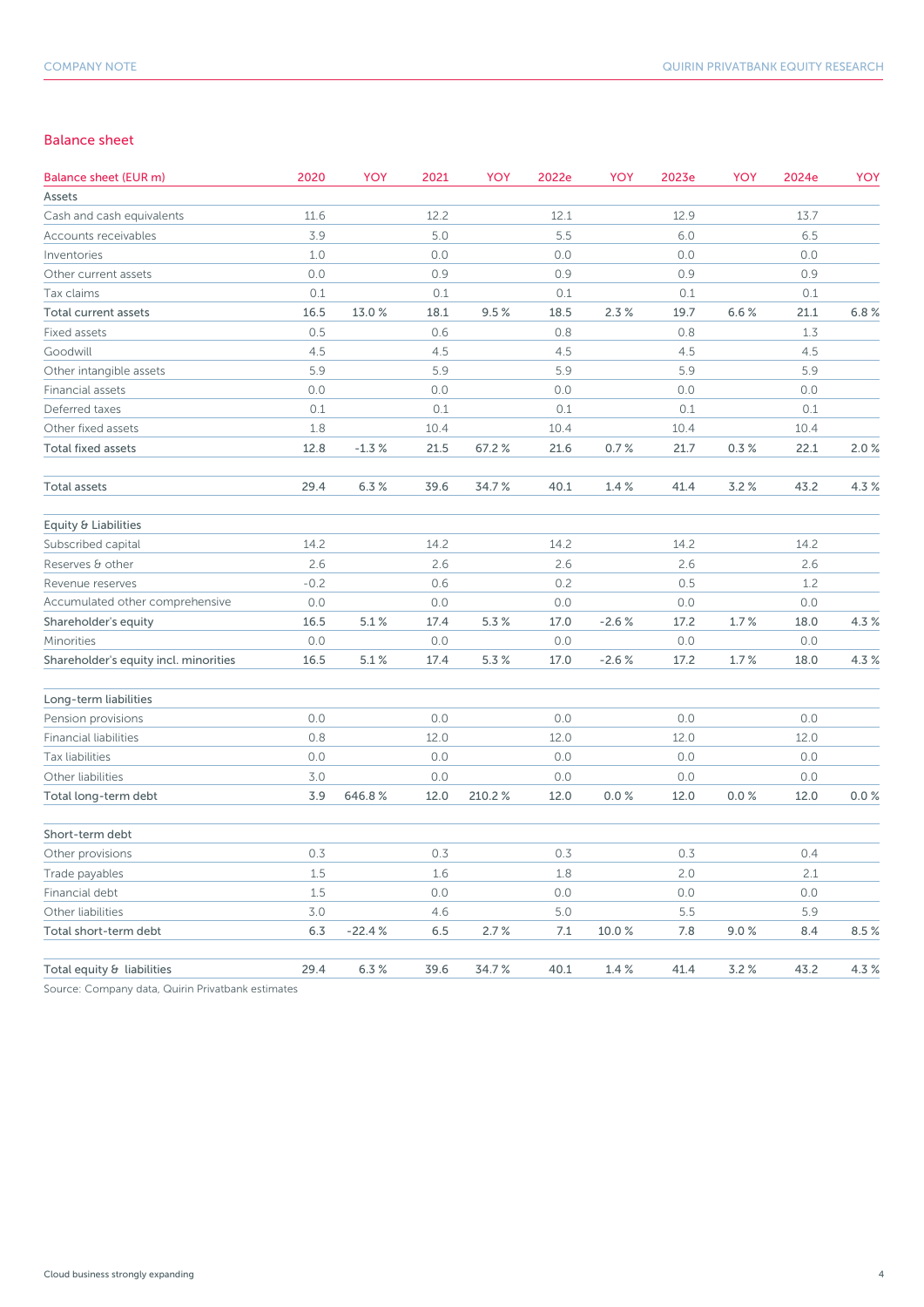## Balance sheet

| Balance sheet (EUR m) | 2020 | YOY | 2021 | YOY | 2022e | YOY | 2023e | YOY | 2024e | YOY |
|---|---|---|---|---|---|---|---|---|---|---|
| Assets | | | | | | | | | | |
| Cash and cash equivalents | 11.6 | | 12.2 | | 12.1 | | 12.9 | | 13.7 | |
| Accounts receivables | 3.9 | | 5.0 | | 5.5 | | 6.0 | | 6.5 | |
| Inventories | 1.0 | | 0.0 | | 0.0 | | 0.0 | | 0.0 | |
| Other current assets | 0.0 | | 0.9 | | 0.9 | | 0.9 | | 0.9 | |
| Tax claims | 0.1 | | 0.1 | | 0.1 | | 0.1 | | 0.1 | |
| Total current assets | 16.5 | 13.0 % | 18.1 | 9.5 % | 18.5 | 2.3 % | 19.7 | 6.6 % | 21.1 | 6.8 % |
| Fixed assets | 0.5 | | 0.6 | | 0.8 | | 0.8 | | 1.3 | |
| Goodwill | 4.5 | | 4.5 | | 4.5 | | 4.5 | | 4.5 | |
| Other intangible assets | 5.9 | | 5.9 | | 5.9 | | 5.9 | | 5.9 | |
| Financial assets | 0.0 | | 0.0 | | 0.0 | | 0.0 | | 0.0 | |
| Deferred taxes | 0.1 | | 0.1 | | 0.1 | | 0.1 | | 0.1 | |
| Other fixed assets | 1.8 | | 10.4 | | 10.4 | | 10.4 | | 10.4 | |
| Total fixed assets | 12.8 | -1.3 % | 21.5 | 67.2 % | 21.6 | 0.7 % | 21.7 | 0.3 % | 22.1 | 2.0 % |
| | | | | | | | | | | |
| Total assets | 29.4 | 6.3 % | 39.6 | 34.7 % | 40.1 | 1.4 % | 41.4 | 3.2 % | 43.2 | 4.3 % |
| | | | | | | | | | | |
| Equity & Liabilities | | | | | | | | | | |
| Subscribed capital | 14.2 | | 14.2 | | 14.2 | | 14.2 | | 14.2 | |
| Reserves & other | 2.6 | | 2.6 | | 2.6 | | 2.6 | | 2.6 | |
| Revenue reserves | -0.2 | | 0.6 | | 0.2 | | 0.5 | | 1.2 | |
| Accumulated other comprehensive | 0.0 | | 0.0 | | 0.0 | | 0.0 | | 0.0 | |
| Shareholder's equity | 16.5 | 5.1 % | 17.4 | 5.3 % | 17.0 | -2.6 % | 17.2 | 1.7 % | 18.0 | 4.3 % |
| Minorities | 0.0 | | 0.0 | | 0.0 | | 0.0 | | 0.0 | |
| Shareholder's equity incl. minorities | 16.5 | 5.1 % | 17.4 | 5.3 % | 17.0 | -2.6 % | 17.2 | 1.7 % | 18.0 | 4.3 % |
| | | | | | | | | | | |
| Long-term liabilities | | | | | | | | | | |
| Pension provisions | 0.0 | | 0.0 | | 0.0 | | 0.0 | | 0.0 | |
| Financial liabilities | 0.8 | | 12.0 | | 12.0 | | 12.0 | | 12.0 | |
| Tax liabilities | 0.0 | | 0.0 | | 0.0 | | 0.0 | | 0.0 | |
| Other liabilities | 3.0 | | 0.0 | | 0.0 | | 0.0 | | 0.0 | |
| Total long-term debt | 3.9 | 646.8 % | 12.0 | 210.2 % | 12.0 | 0.0 % | 12.0 | 0.0 % | 12.0 | 0.0 % |
| | | | | | | | | | | |
| Short-term debt | | | | | | | | | | |
| Other provisions | 0.3 | | 0.3 | | 0.3 | | 0.3 | | 0.4 | |
| Trade payables | 1.5 | | 1.6 | | 1.8 | | 2.0 | | 2.1 | |
| Financial debt | 1.5 | | 0.0 | | 0.0 | | 0.0 | | 0.0 | |
| Other liabilities | 3.0 | | 4.6 | | 5.0 | | 5.5 | | 5.9 | |
| Total short-term debt | 6.3 | -22.4 % | 6.5 | 2.7 % | 7.1 | 10.0 % | 7.8 | 9.0 % | 8.4 | 8.5 % |
| | | | | | | | | | | |
| Total equity & liabilities | 29.4 | 6.3 % | 39.6 | 34.7 % | 40.1 | 1.4 % | 41.4 | 3.2 % | 43.2 | 4.3 % |

Source: Company data, Quirin Privatbank estimates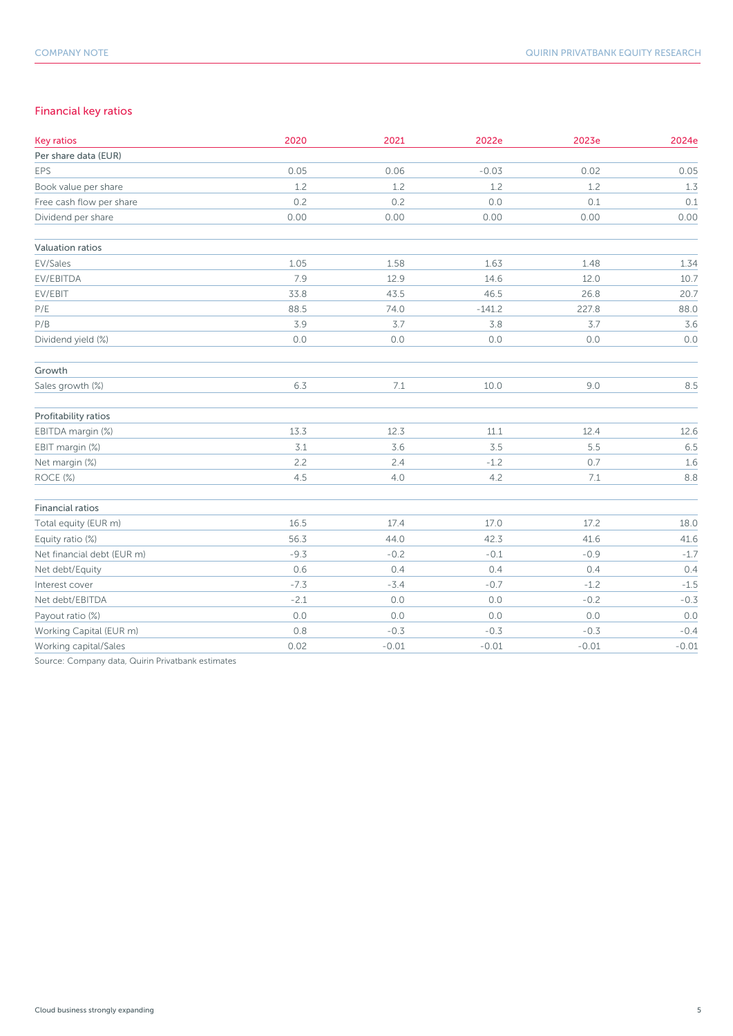## Financial key ratios

| Key ratios | 2020 | 2021 | 2022e | 2023e | 2024e |
|---|---|---|---|---|---|
| **Per share data (EUR)** | | | | | |
| EPS | 0.05 | 0.06 | -0.03 | 0.02 | 0.05 |
| Book value per share | 1.2 | 1.2 | 1.2 | 1.2 | 1.3 |
| Free cash flow per share | 0.2 | 0.2 | 0.0 | 0.1 | 0.1 |
| Dividend per share | 0.00 | 0.00 | 0.00 | 0.00 | 0.00 |
| | | | | | |
| **Valuation ratios** | | | | | |
| EV/Sales | 1.05 | 1.58 | 1.63 | 1.48 | 1.34 |
| EV/EBITDA | 7.9 | 12.9 | 14.6 | 12.0 | 10.7 |
| EV/EBIT | 33.8 | 43.5 | 46.5 | 26.8 | 20.7 |
| P/E | 88.5 | 74.0 | -141.2 | 227.8 | 88.0 |
| P/B | 3.9 | 3.7 | 3.8 | 3.7 | 3.6 |
| Dividend yield (%) | 0.0 | 0.0 | 0.0 | 0.0 | 0.0 |
| | | | | | |
| **Growth** | | | | | |
| Sales growth (%) | 6.3 | 7.1 | 10.0 | 9.0 | 8.5 |
| | | | | | |
| **Profitability ratios** | | | | | |
| EBITDA margin (%) | 13.3 | 12.3 | 11.1 | 12.4 | 12.6 |
| EBIT margin (%) | 3.1 | 3.6 | 3.5 | 5.5 | 6.5 |
| Net margin (%) | 2.2 | 2.4 | -1.2 | 0.7 | 1.6 |
| ROCE (%) | 4.5 | 4.0 | 4.2 | 7.1 | 8.8 |
| | | | | | |
| **Financial ratios** | | | | | |
| Total equity (EUR m) | 16.5 | 17.4 | 17.0 | 17.2 | 18.0 |
| Equity ratio (%) | 56.3 | 44.0 | 42.3 | 41.6 | 41.6 |
| Net financial debt (EUR m) | -9.3 | -0.2 | -0.1 | -0.9 | -1.7 |
| Net debt/Equity | 0.6 | 0.4 | 0.4 | 0.4 | 0.4 |
| Interest cover | -7.3 | -3.4 | -0.7 | -1.2 | -1.5 |
| Net debt/EBITDA | -2.1 | 0.0 | 0.0 | -0.2 | -0.3 |
| Payout ratio (%) | 0.0 | 0.0 | 0.0 | 0.0 | 0.0 |
| Working Capital (EUR m) | 0.8 | -0.3 | -0.3 | -0.3 | -0.4 |
| Working capital/Sales | 0.02 | -0.01 | -0.01 | -0.01 | -0.01 |

Source: Company data, Quirin Privatbank estimates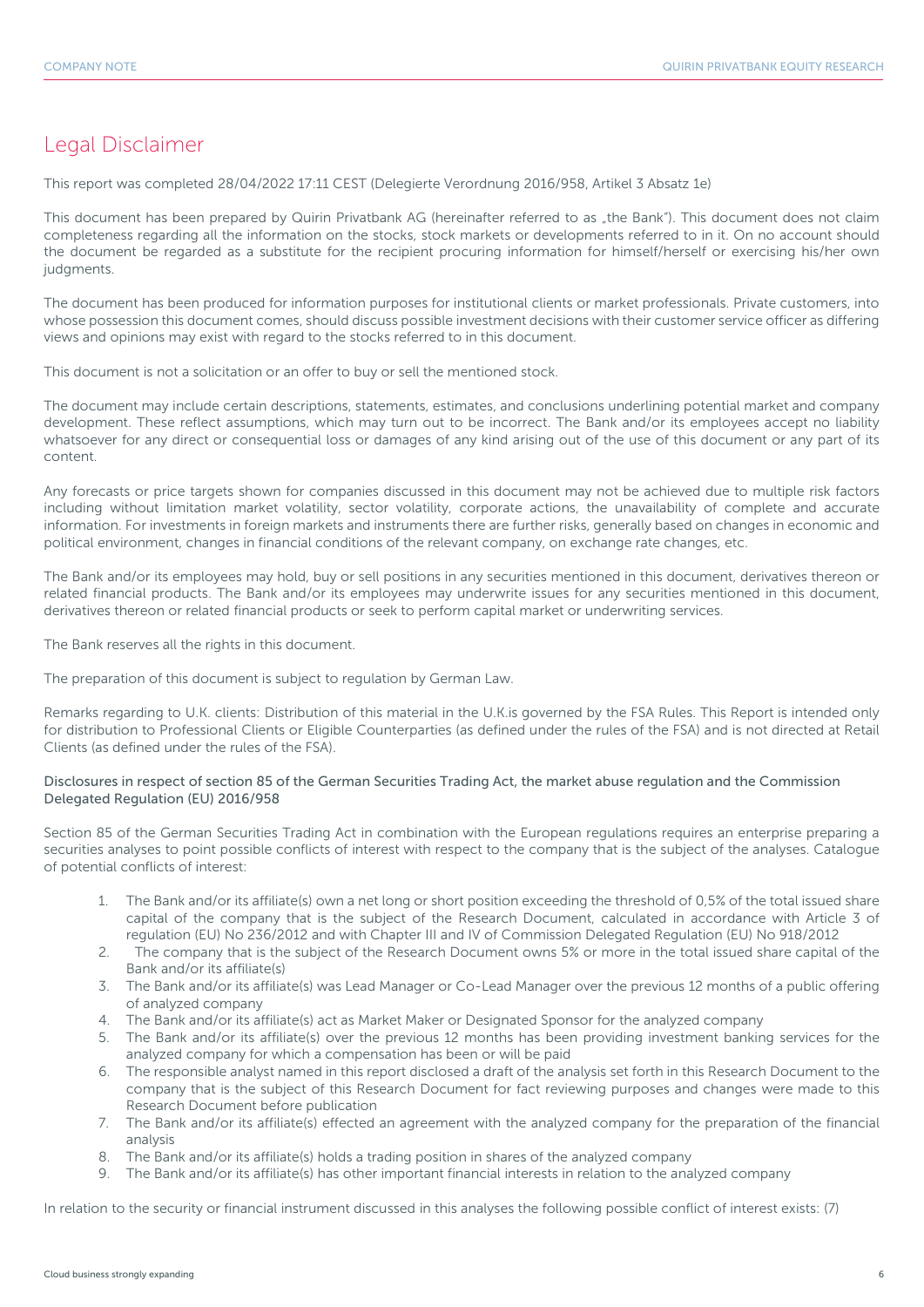## Legal Disclaimer

This report was completed 28/04/2022 17:11 CEST (Delegierte Verordnung 2016/958, Artikel 3 Absatz 1e)

This document has been prepared by Quirin Privatbank AG (hereinafter referred to as „the Bank"). This document does not claim completeness regarding all the information on the stocks, stock markets or developments referred to in it. On no account should the document be regarded as a substitute for the recipient procuring information for himself/herself or exercising his/her own judgments.

The document has been produced for information purposes for institutional clients or market professionals. Private customers, into whose possession this document comes, should discuss possible investment decisions with their customer service officer as differing views and opinions may exist with regard to the stocks referred to in this document.

This document is not a solicitation or an offer to buy or sell the mentioned stock.

The document may include certain descriptions, statements, estimates, and conclusions underlining potential market and company development. These reflect assumptions, which may turn out to be incorrect. The Bank and/or its employees accept no liability whatsoever for any direct or consequential loss or damages of any kind arising out of the use of this document or any part of its content.

Any forecasts or price targets shown for companies discussed in this document may not be achieved due to multiple risk factors including without limitation market volatility, sector volatility, corporate actions, the unavailability of complete and accurate information. For investments in foreign markets and instruments there are further risks, generally based on changes in economic and political environment, changes in financial conditions of the relevant company, on exchange rate changes, etc.

The Bank and/or its employees may hold, buy or sell positions in any securities mentioned in this document, derivatives thereon or related financial products. The Bank and/or its employees may underwrite issues for any securities mentioned in this document, derivatives thereon or related financial products or seek to perform capital market or underwriting services.

The Bank reserves all the rights in this document.

The preparation of this document is subject to regulation by German Law.

Remarks regarding to U.K. clients: Distribution of this material in the U.K.is governed by the FSA Rules. This Report is intended only for distribution to Professional Clients or Eligible Counterparties (as defined under the rules of the FSA) and is not directed at Retail Clients (as defined under the rules of the FSA).

Disclosures in respect of section 85 of the German Securities Trading Act, the market abuse regulation and the Commission Delegated Regulation (EU) 2016/958

Section 85 of the German Securities Trading Act in combination with the European regulations requires an enterprise preparing a securities analyses to point possible conflicts of interest with respect to the company that is the subject of the analyses. Catalogue of potential conflicts of interest:

1. The Bank and/or its affiliate(s) own a net long or short position exceeding the threshold of 0,5% of the total issued share capital of the company that is the subject of the Research Document, calculated in accordance with Article 3 of regulation (EU) No 236/2012 and with Chapter III and IV of Commission Delegated Regulation (EU) No 918/2012
2. The company that is the subject of the Research Document owns 5% or more in the total issued share capital of the Bank and/or its affiliate(s)
3. The Bank and/or its affiliate(s) was Lead Manager or Co-Lead Manager over the previous 12 months of a public offering of analyzed company
4. The Bank and/or its affiliate(s) act as Market Maker or Designated Sponsor for the analyzed company
5. The Bank and/or its affiliate(s) over the previous 12 months has been providing investment banking services for the analyzed company for which a compensation has been or will be paid
6. The responsible analyst named in this report disclosed a draft of the analysis set forth in this Research Document to the company that is the subject of this Research Document for fact reviewing purposes and changes were made to this Research Document before publication
7. The Bank and/or its affiliate(s) effected an agreement with the analyzed company for the preparation of the financial analysis
8. The Bank and/or its affiliate(s) holds a trading position in shares of the analyzed company
9. The Bank and/or its affiliate(s) has other important financial interests in relation to the analyzed company

In relation to the security or financial instrument discussed in this analyses the following possible conflict of interest exists: (7)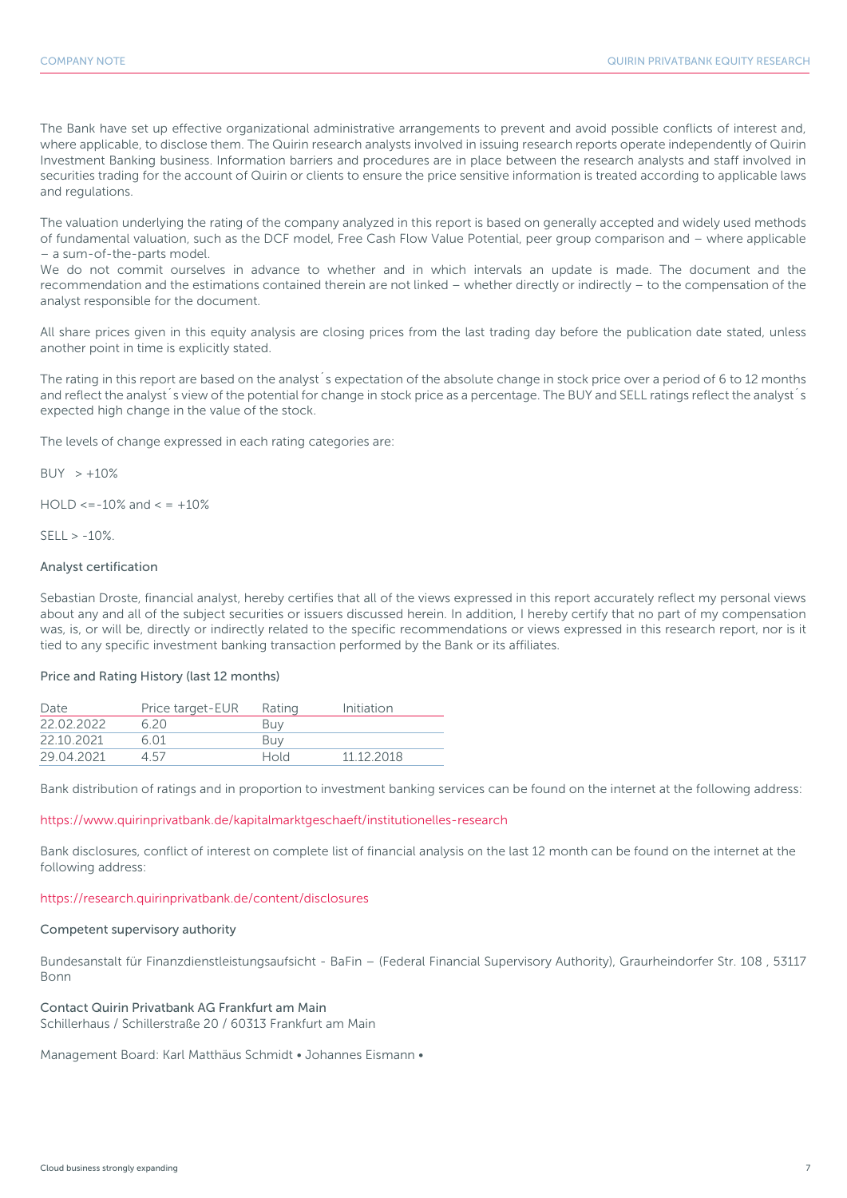The Bank have set up effective organizational administrative arrangements to prevent and avoid possible conflicts of interest and, where applicable, to disclose them. The Quirin research analysts involved in issuing research reports operate independently of Quirin Investment Banking business. Information barriers and procedures are in place between the research analysts and staff involved in securities trading for the account of Quirin or clients to ensure the price sensitive information is treated according to applicable laws and regulations.

The valuation underlying the rating of the company analyzed in this report is based on generally accepted and widely used methods of fundamental valuation, such as the DCF model, Free Cash Flow Value Potential, peer group comparison and – where applicable – a sum-of-the-parts model.
We do not commit ourselves in advance to whether and in which intervals an update is made. The document and the recommendation and the estimations contained therein are not linked – whether directly or indirectly – to the compensation of the analyst responsible for the document.

All share prices given in this equity analysis are closing prices from the last trading day before the publication date stated, unless another point in time is explicitly stated.

The rating in this report are based on the analyst´s expectation of the absolute change in stock price over a period of 6 to 12 months and reflect the analyst´s view of the potential for change in stock price as a percentage. The BUY and SELL ratings reflect the analyst´s expected high change in the value of the stock.

The levels of change expressed in each rating categories are:

BUY > +10%

HOLD <=-10% and < = +10%

SELL > -10%.

### Analyst certification

Sebastian Droste, financial analyst, hereby certifies that all of the views expressed in this report accurately reflect my personal views about any and all of the subject securities or issuers discussed herein. In addition, I hereby certify that no part of my compensation was, is, or will be, directly or indirectly related to the specific recommendations or views expressed in this research report, nor is it tied to any specific investment banking transaction performed by the Bank or its affiliates.

### Price and Rating History (last 12 months)

| Date | Price target-EUR | Rating | Initiation |
|---|---|---|---|
| 22.02.2022 | 6.20 | Buy | |
| 22.10.2021 | 6.01 | Buy | |
| 29.04.2021 | 4.57 | Hold | 11.12.2018 |

Bank distribution of ratings and in proportion to investment banking services can be found on the internet at the following address:

https://www.quirinprivatbank.de/kapitalmarktgeschaeft/institutionelles-research

Bank disclosures, conflict of interest on complete list of financial analysis on the last 12 month can be found on the internet at the following address:

https://research.quirinprivatbank.de/content/disclosures

### Competent supervisory authority

Bundesanstalt für Finanzdienstleistungsaufsicht - BaFin – (Federal Financial Supervisory Authority), Graurheindorfer Str. 108 , 53117 Bonn

### Contact Quirin Privatbank AG Frankfurt am Main

Schillerhaus / Schillerstraße 20 / 60313 Frankfurt am Main

Management Board: Karl Matthäus Schmidt • Johannes Eismann •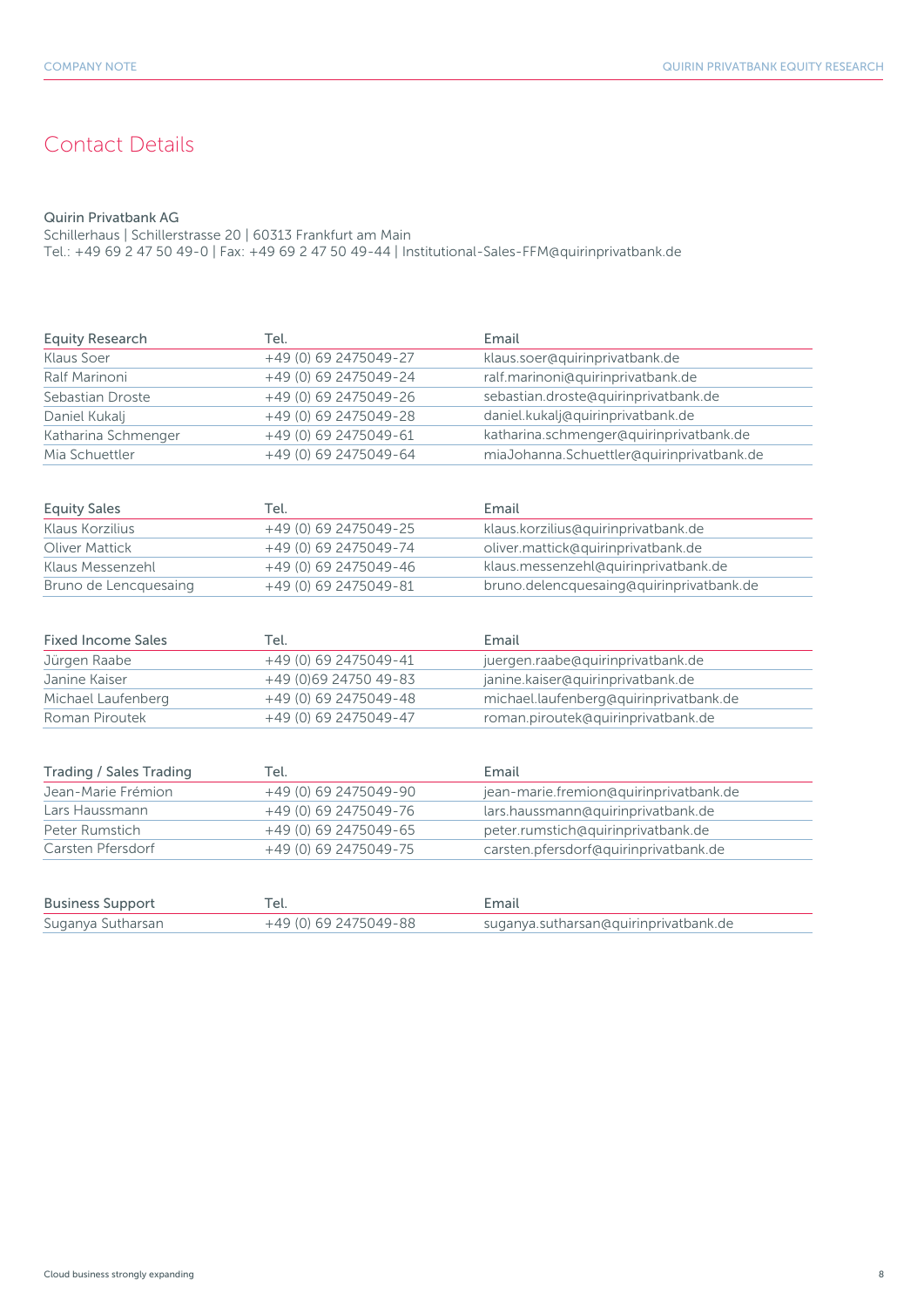# Contact Details

Quirin Privatbank AG
Schillerhaus | Schillerstrasse 20 | 60313 Frankfurt am Main
Tel.: +49 69 2 47 50 49-0 | Fax: +49 69 2 47 50 49-44 | Institutional-Sales-FFM@quirinprivatbank.de

| Equity Research | Tel. | Email |
|---|---|---|
| Klaus Soer | +49 (0) 69 2475049-27 | klaus.soer@quirinprivatbank.de |
| Ralf Marinoni | +49 (0) 69 2475049-24 | ralf.marinoni@quirinprivatbank.de |
| Sebastian Droste | +49 (0) 69 2475049-26 | sebastian.droste@quirinprivatbank.de |
| Daniel Kukalj | +49 (0) 69 2475049-28 | daniel.kukalj@quirinprivatbank.de |
| Katharina Schmenger | +49 (0) 69 2475049-61 | katharina.schmenger@quirinprivatbank.de |
| Mia Schuettler | +49 (0) 69 2475049-64 | miaJohanna.Schuettler@quirinprivatbank.de |

| Equity Sales | Tel. | Email |
|---|---|---|
| Klaus Korzilius | +49 (0) 69 2475049-25 | klaus.korzilius@quirinprivatbank.de |
| Oliver Mattick | +49 (0) 69 2475049-74 | oliver.mattick@quirinprivatbank.de |
| Klaus Messenzehl | +49 (0) 69 2475049-46 | klaus.messenzehl@quirinprivatbank.de |
| Bruno de Lencquesaing | +49 (0) 69 2475049-81 | bruno.delencquesaing@quirinprivatbank.de |

| Fixed Income Sales | Tel. | Email |
|---|---|---|
| Jürgen Raabe | +49 (0) 69 2475049-41 | juergen.raabe@quirinprivatbank.de |
| Janine Kaiser | +49 (0)69 24750 49-83 | janine.kaiser@quirinprivatbank.de |
| Michael Laufenberg | +49 (0) 69 2475049-48 | michael.laufenberg@quirinprivatbank.de |
| Roman Piroutek | +49 (0) 69 2475049-47 | roman.piroutek@quirinprivatbank.de |

| Trading / Sales Trading | Tel. | Email |
|---|---|---|
| Jean-Marie Frémion | +49 (0) 69 2475049-90 | jean-marie.fremion@quirinprivatbank.de |
| Lars Haussmann | +49 (0) 69 2475049-76 | lars.haussmann@quirinprivatbank.de |
| Peter Rumstich | +49 (0) 69 2475049-65 | peter.rumstich@quirinprivatbank.de |
| Carsten Pfersdorf | +49 (0) 69 2475049-75 | carsten.pfersdorf@quirinprivatbank.de |

| Business Support | Tel. | Email |
|---|---|---|
| Suganya Sutharsan | +49 (0) 69 2475049-88 | suganya.sutharsan@quirinprivatbank.de |